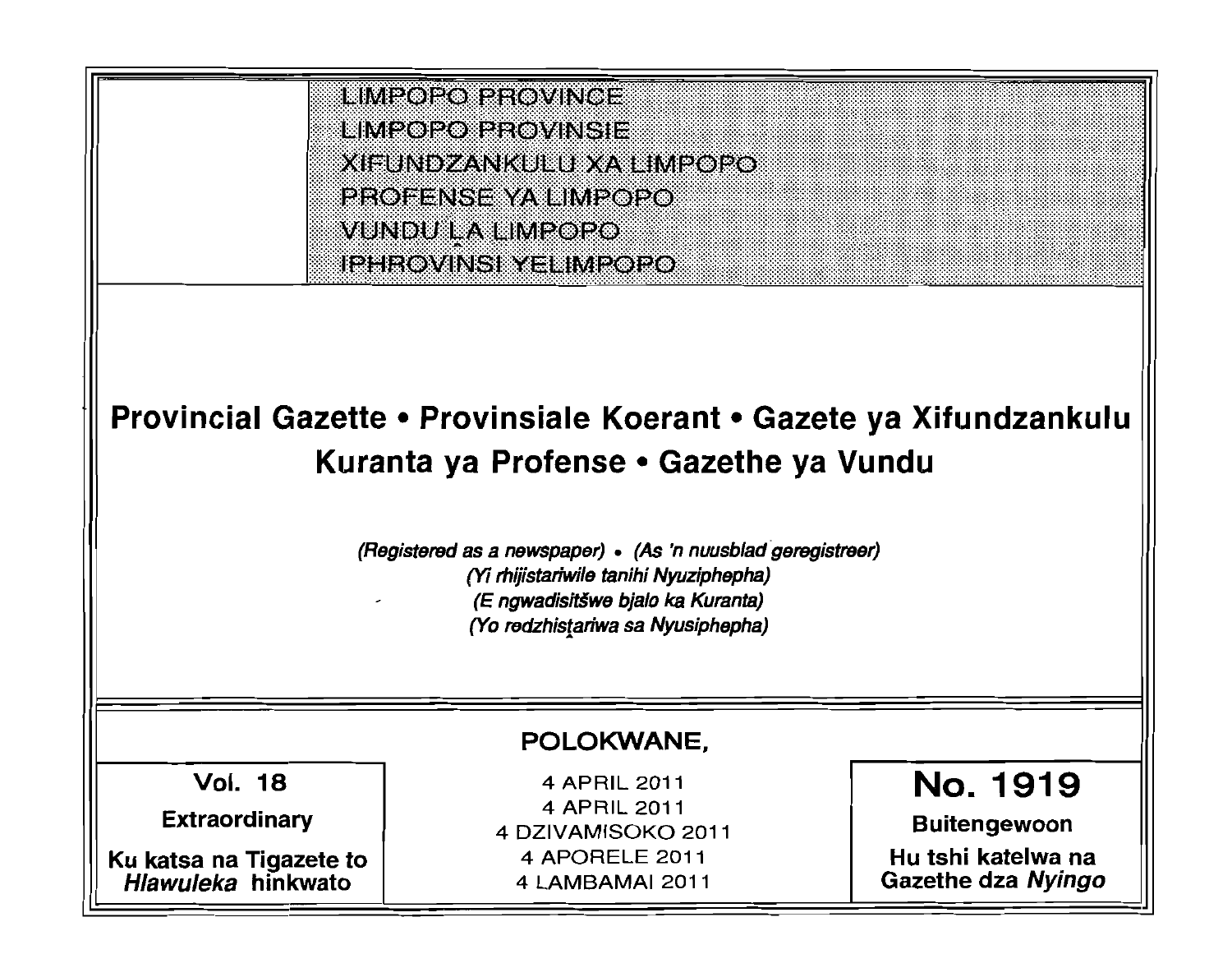LIMPOPO PROVINCE
LIMPOPO PROVINSIE
XIFUNDZANKULU XA LIMPOPO
PROFENSE YA LIMPOPO
VUNDU LA LIMPOPO
IPHROVINSI YELIMPOPO

# Provincial Gazette • Provinsiale Koerant • Gazete ya Xifundzankulu Kuranta ya Profense • Gazethe ya Vundu

*(Registered as a newspaper)* • *(As 'n nuusblad geregistreer)*
*(Yi rhijistariwile tanihi Nyuziphepha)*
*(E ngwadisitšwe bjalo ka Kuranta)*
*(Yo redzhistariwa sa Nyusiphepha)*

**POLOKWANE,**

| Vol. 18 | 4 APRIL 2011 | No. 1919 |
|---|---|---|
| **Extraordinary** | 4 APRIL 2011 | **Buitengewoon** |
| **Ku katsa na Tigazete to *Hlawuleka* hinkwato** | 4 DZIVAMISOKO 2011 | **Hu tshi katelwa na Gazethe dza *Nyingo*** |
| | 4 APORELE 2011 | |
| | 4 LAMBAMAI 2011 | |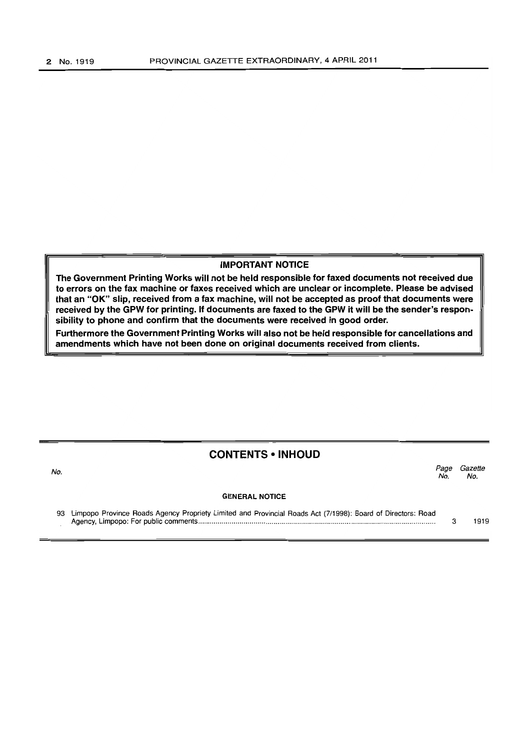**IMPORTANT NOTICE**

**The Government Printing Works will not be held responsible for faxed documents not received due to errors on the fax machine or faxes received which are unclear or incomplete. Please be advised that an "OK" slip, received from a fax machine, will not be accepted as proof that documents were received by the GPW for printing. If documents are faxed to the GPW it will be the sender's responsibility to phone and confirm that the documents were received in good order.**

**Furthermore the Government Printing Works will also not be held responsible for cancellations and amendments which have not been done on original documents received from clients.**

## CONTENTS • INHOUD

| No. | | Page No. | Gazette No. |
|---|---|---|---|
| | **GENERAL NOTICE** | | |
| 93 | Limpopo Province Roads Agency Propriety Limited and Provincial Roads Act (7/1998): Board of Directors: Road Agency, Limpopo: For public comments | 3 | 1919 |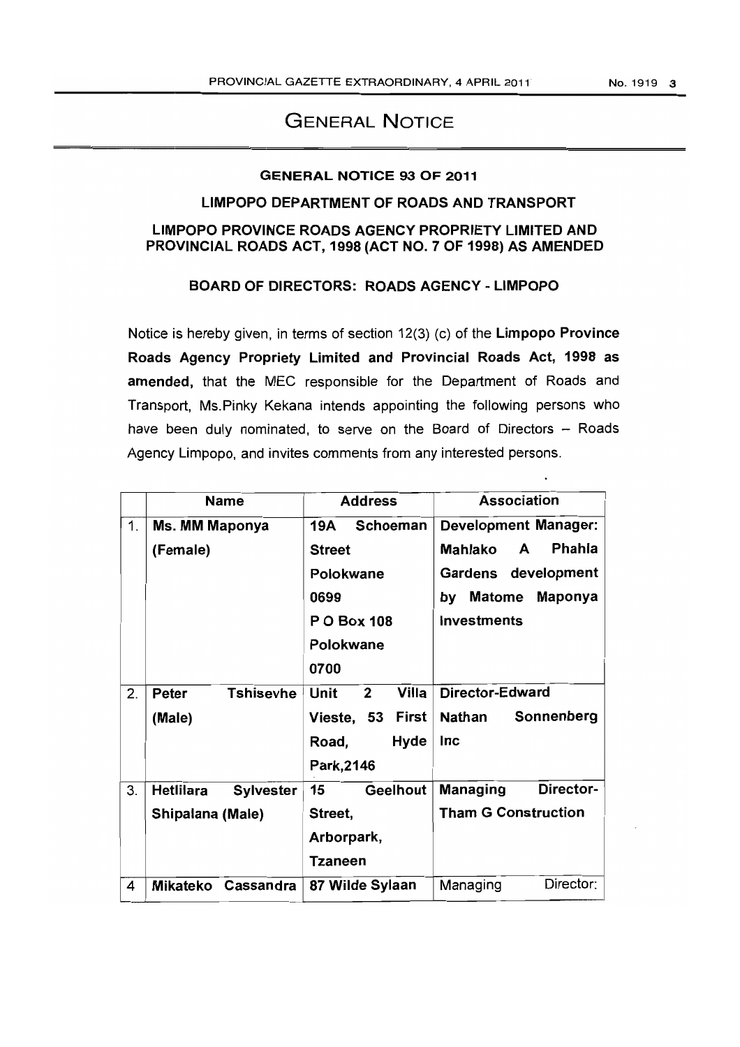# GENERAL NOTICE

## GENERAL NOTICE 93 OF 2011

### LIMPOPO DEPARTMENT OF ROADS AND TRANSPORT

### LIMPOPO PROVINCE ROADS AGENCY PROPRIETY LIMITED AND PROVINCIAL ROADS ACT, 1998 (ACT NO. 7 OF 1998) AS AMENDED

### BOARD OF DIRECTORS: ROADS AGENCY - LIMPOPO

Notice is hereby given, in terms of section 12(3) (c) of the **Limpopo Province Roads Agency Propriety Limited and Provincial Roads Act, 1998 as amended,** that the MEC responsible for the Department of Roads and Transport, Ms.Pinky Kekana intends appointing the following persons who have been duly nominated, to serve on the Board of Directors – Roads Agency Limpopo, and invites comments from any interested persons.

| | Name | Address | Association |
|---|---|---|---|
| 1. | **Ms. MM Maponya (Female)** | **19A Schoeman Street Polokwane 0699 P O Box 108 Polokwane 0700** | **Development Manager: Mahlako A Phahla Gardens development by Matome Maponya Investments** |
| 2. | **Peter Tshisevhe (Male)** | **Unit 2 Villa Vieste, 53 First Road, Hyde Park,2146** | **Director-Edward Nathan Sonnenberg Inc** |
| 3. | **Hetlilara Sylvester Shipalana (Male)** | **15 Geelhout Street, Arborpark, Tzaneen** | **Managing Director-Tham G Construction** |
| 4 | **Mikateko Cassandra** | **87 Wilde Sylaan** | Managing Director: |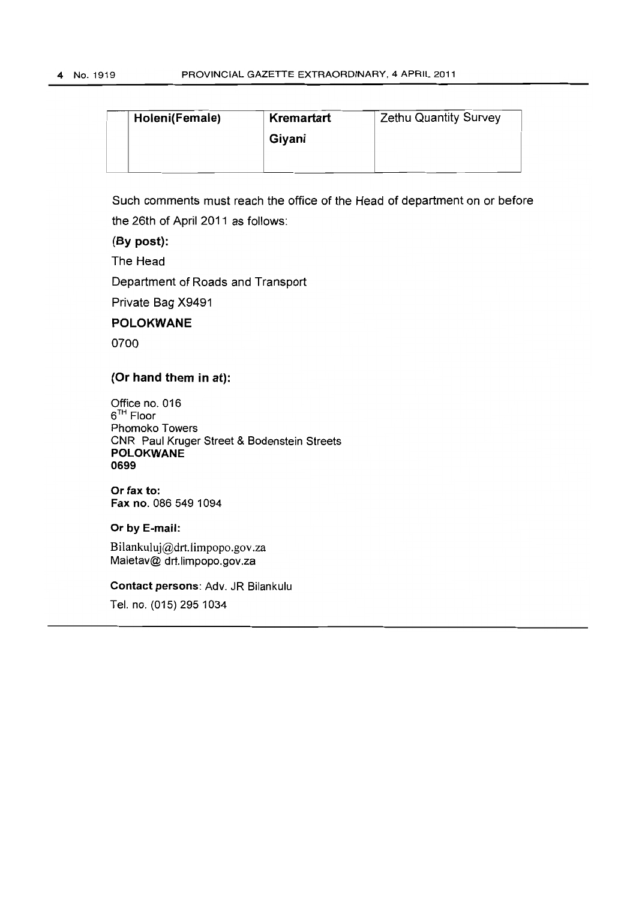| | | | |
|---|---|---|---|
| | **Holeni(Female)** | **Kremartart**<br>**Giyani** | Zethu Quantity Survey |

Such comments must reach the office of the Head of department on or before the 26th of April 2011 as follows:

**(By post):**

The Head

Department of Roads and Transport

Private Bag X9491

**POLOKWANE**

0700

**(Or hand them in at):**

Office no. 016
6TH Floor
Phomoko Towers
CNR Paul Kruger Street & Bodenstein Streets
**POLOKWANE**
**0699**

**Or fax to:**
**Fax no.** 086 549 1094

**Or by E-mail:**

Bilankuluj@drt.limpopo.gov.za
Maletav@ drt.limpopo.gov.za

**Contact persons**: Adv. JR Bilankulu

Tel. no. (015) 295 1034